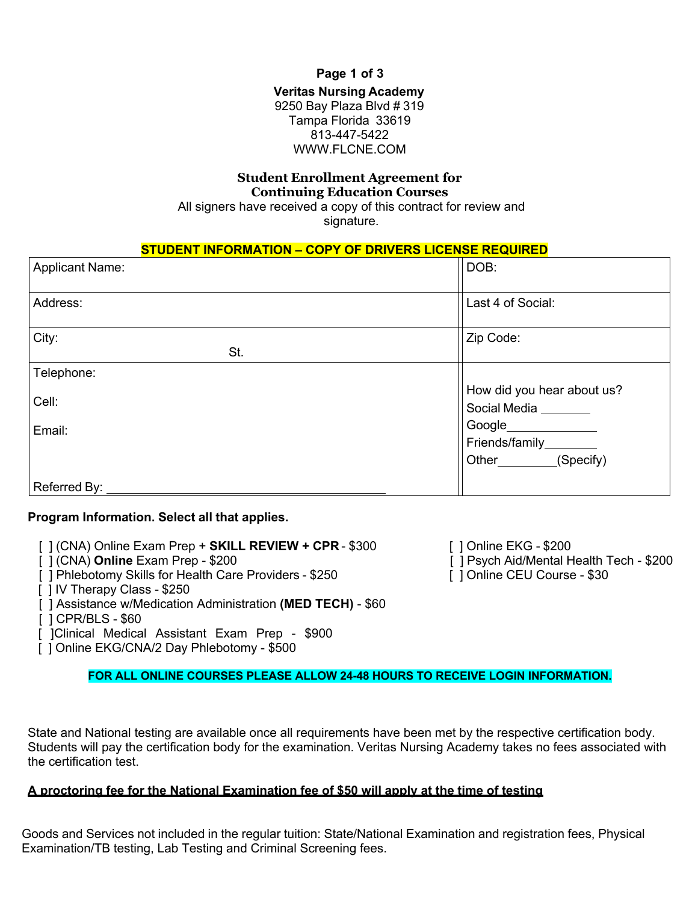**Veritas Nursing Academy**
9250 Bay Plaza Blvd # 319
Tampa Florida 33619
813-447-5422
WWW.FLCNE.COM

## Student Enrollment Agreement for Continuing Education Courses

All signers have received a copy of this contract for review and signature.

**STUDENT INFORMATION – COPY OF DRIVERS LICENSE REQUIRED**

| | |
|---|---|
| Applicant Name: | DOB: |
| Address: | Last 4 of Social: |
| City: St. | Zip Code: |
| Telephone:<br>Cell:<br>Email:<br>Referred By: ______________________ | How did you hear about us?<br>Social Media _______<br>Google_____________<br>Friends/family_______<br>Other________(Specify) |

**Program Information. Select all that applies.**

- [ ] (CNA) Online Exam Prep + **SKILL REVIEW + CPR** - $300
- [ ] (CNA) **Online** Exam Prep - $200
- [ ] Phlebotomy Skills for Health Care Providers - $250
- [ ] IV Therapy Class - $250
- [ ] Assistance w/Medication Administration **(MED TECH)** - $60
- [ ] CPR/BLS - $60
- [ ]Clinical Medical Assistant Exam Prep - $900
- [ ] Online EKG/CNA/2 Day Phlebotomy - $500
- [ ] Online EKG - $200
- [ ] Psych Aid/Mental Health Tech - $200
- [ ] Online CEU Course - $30

**FOR ALL ONLINE COURSES PLEASE ALLOW 24-48 HOURS TO RECEIVE LOGIN INFORMATION.**

State and National testing are available once all requirements have been met by the respective certification body. Students will pay the certification body for the examination. Veritas Nursing Academy takes no fees associated with the certification test.

**A proctoring fee for the National Examination fee of $50 will apply at the time of testing**

Goods and Services not included in the regular tuition: State/National Examination and registration fees, Physical Examination/TB testing, Lab Testing and Criminal Screening fees.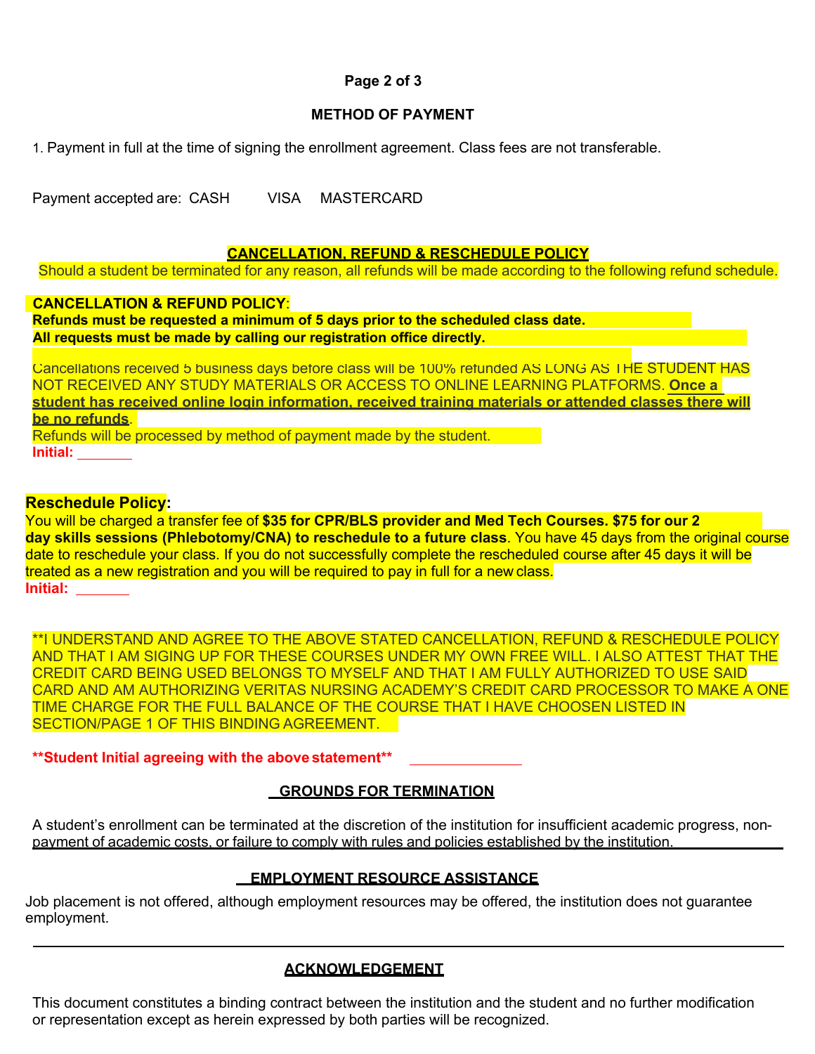## METHOD OF PAYMENT

1. Payment in full at the time of signing the enrollment agreement. Class fees are not transferable.

Payment accepted are: CASH VISA MASTERCARD

## CANCELLATION, REFUND & RESCHEDULE POLICY

Should a student be terminated for any reason, all refunds will be made according to the following refund schedule.

**CANCELLATION & REFUND POLICY**:

**Refunds must be requested a minimum of 5 days prior to the scheduled class date.**
**All requests must be made by calling our registration office directly.**

Cancellations received 5 business days before class will be 100% refunded AS LONG AS THE STUDENT HAS NOT RECEIVED ANY STUDY MATERIALS OR ACCESS TO ONLINE LEARNING PLATFORMS. **Once a student has received online login information, received training materials or attended classes there will be no refunds**.

Refunds will be processed by method of payment made by the student.

**Initial:** _______

### Reschedule Policy:

You will be charged a transfer fee of **$35 for CPR/BLS provider and Med Tech Courses. $75 for our 2 day skills sessions (Phlebotomy/CNA) to reschedule to a future class**. You have 45 days from the original course date to reschedule your class. If you do not successfully complete the rescheduled course after 45 days it will be treated as a new registration and you will be required to pay in full for a new class.

**Initial:** _______

**I UNDERSTAND AND AGREE TO THE ABOVE STATED CANCELLATION, REFUND & RESCHEDULE POLICY AND THAT I AM SIGING UP FOR THESE COURSES UNDER MY OWN FREE WILL. I ALSO ATTEST THAT THE CREDIT CARD BEING USED BELONGS TO MYSELF AND THAT I AM FULLY AUTHORIZED TO USE SAID CARD AND AM AUTHORIZING VERITAS NURSING ACADEMY'S CREDIT CARD PROCESSOR TO MAKE A ONE TIME CHARGE FOR THE FULL BALANCE OF THE COURSE THAT I HAVE CHOOSEN LISTED IN SECTION/PAGE 1 OF THIS BINDING AGREEMENT.

**\*\*Student Initial agreeing with the above statement\*\*** ______________

## GROUNDS FOR TERMINATION

A student's enrollment can be terminated at the discretion of the institution for insufficient academic progress, non-payment of academic costs, or failure to comply with rules and policies established by the institution.

## EMPLOYMENT RESOURCE ASSISTANCE

Job placement is not offered, although employment resources may be offered, the institution does not guarantee employment.

---

## ACKNOWLEDGEMENT

This document constitutes a binding contract between the institution and the student and no further modification or representation except as herein expressed by both parties will be recognized.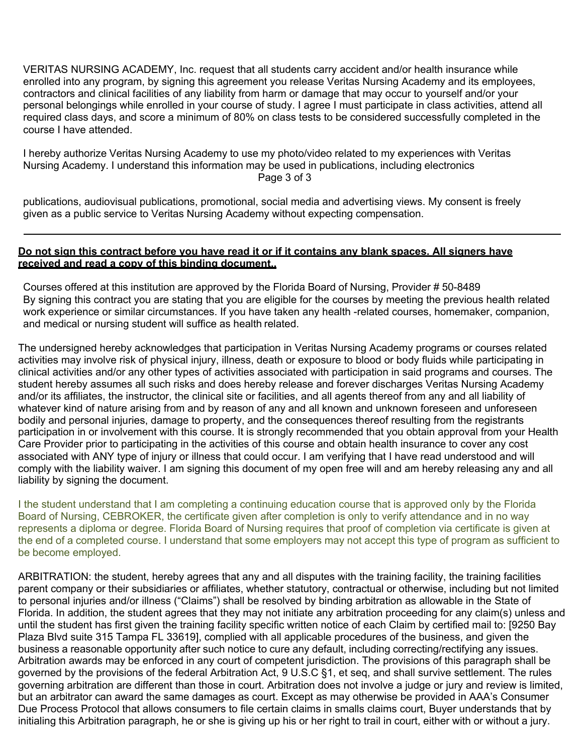VERITAS NURSING ACADEMY, Inc. request that all students carry accident and/or health insurance while enrolled into any program, by signing this agreement you release Veritas Nursing Academy and its employees, contractors and clinical facilities of any liability from harm or damage that may occur to yourself and/or your personal belongings while enrolled in your course of study. I agree I must participate in class activities, attend all required class days, and score a minimum of 80% on class tests to be considered successfully completed in the course I have attended.

I hereby authorize Veritas Nursing Academy to use my photo/video related to my experiences with Veritas Nursing Academy. I understand this information may be used in publications, including electronics publications, audiovisual publications, promotional, social media and advertising views. My consent is freely given as a public service to Veritas Nursing Academy without expecting compensation.

---

**Do not sign this contract before you have read it or if it contains any blank spaces. All signers have received and read a copy of this binding document..**

Courses offered at this institution are approved by the Florida Board of Nursing, Provider # 50-8489
By signing this contract you are stating that you are eligible for the courses by meeting the previous health related work experience or similar circumstances. If you have taken any health -related courses, homemaker, companion, and medical or nursing student will suffice as health related.

The undersigned hereby acknowledges that participation in Veritas Nursing Academy programs or courses related activities may involve risk of physical injury, illness, death or exposure to blood or body fluids while participating in clinical activities and/or any other types of activities associated with participation in said programs and courses. The student hereby assumes all such risks and does hereby release and forever discharges Veritas Nursing Academy and/or its affiliates, the instructor, the clinical site or facilities, and all agents thereof from any and all liability of whatever kind of nature arising from and by reason of any and all known and unknown foreseen and unforeseen bodily and personal injuries, damage to property, and the consequences thereof resulting from the registrants participation in or involvement with this course. It is strongly recommended that you obtain approval from your Health Care Provider prior to participating in the activities of this course and obtain health insurance to cover any cost associated with ANY type of injury or illness that could occur. I am verifying that I have read understood and will comply with the liability waiver. I am signing this document of my open free will and am hereby releasing any and all liability by signing the document.

I the student understand that I am completing a continuing education course that is approved only by the Florida Board of Nursing, CEBROKER, the certificate given after completion is only to verify attendance and in no way represents a diploma or degree. Florida Board of Nursing requires that proof of completion via certificate is given at the end of a completed course. I understand that some employers may not accept this type of program as sufficient to be become employed.

ARBITRATION: the student, hereby agrees that any and all disputes with the training facility, the training facilities parent company or their subsidiaries or affiliates, whether statutory, contractual or otherwise, including but not limited to personal injuries and/or illness ("Claims") shall be resolved by binding arbitration as allowable in the State of Florida. In addition, the student agrees that they may not initiate any arbitration proceeding for any claim(s) unless and until the student has first given the training facility specific written notice of each Claim by certified mail to: [9250 Bay Plaza Blvd suite 315 Tampa FL 33619], complied with all applicable procedures of the business, and given the business a reasonable opportunity after such notice to cure any default, including correcting/rectifying any issues. Arbitration awards may be enforced in any court of competent jurisdiction. The provisions of this paragraph shall be governed by the provisions of the federal Arbitration Act, 9 U.S.C §1, et seq, and shall survive settlement. The rules governing arbitration are different than those in court. Arbitration does not involve a judge or jury and review is limited, but an arbitrator can award the same damages as court. Except as may otherwise be provided in AAA's Consumer Due Process Protocol that allows consumers to file certain claims in smalls claims court, Buyer understands that by initialing this Arbitration paragraph, he or she is giving up his or her right to trail in court, either with or without a jury.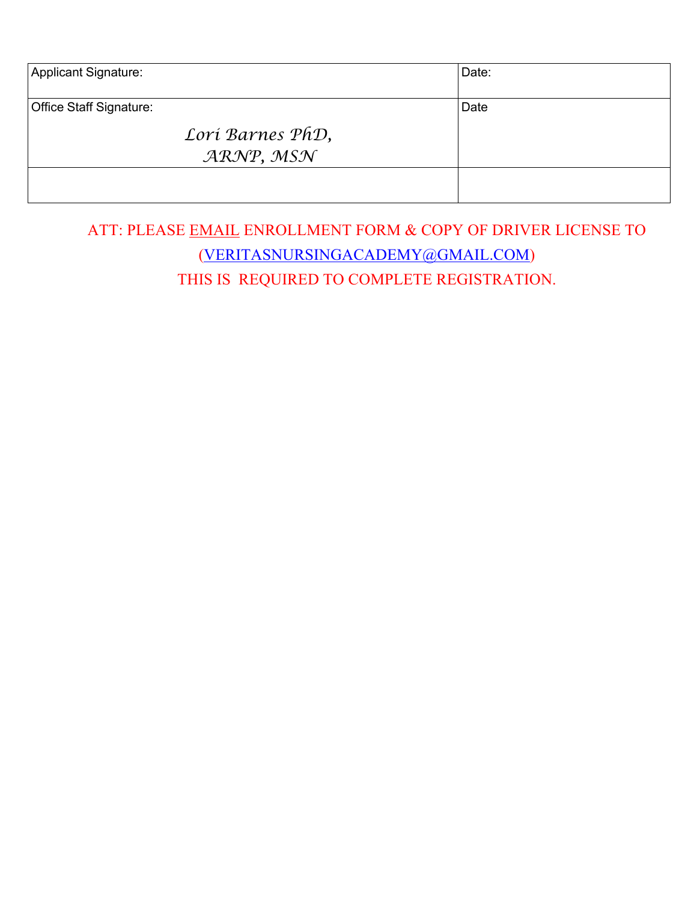| | |
|---|---|
| Applicant Signature: | Date: |
| Office Staff Signature:<br>*Lori Barnes PhD, ARNP, MSN* | Date |
| | |

ATT: PLEASE EMAIL ENROLLMENT FORM & COPY OF DRIVER LICENSE TO (VERITASNURSINGACADEMY@GMAIL.COM)

THIS IS REQUIRED TO COMPLETE REGISTRATION.